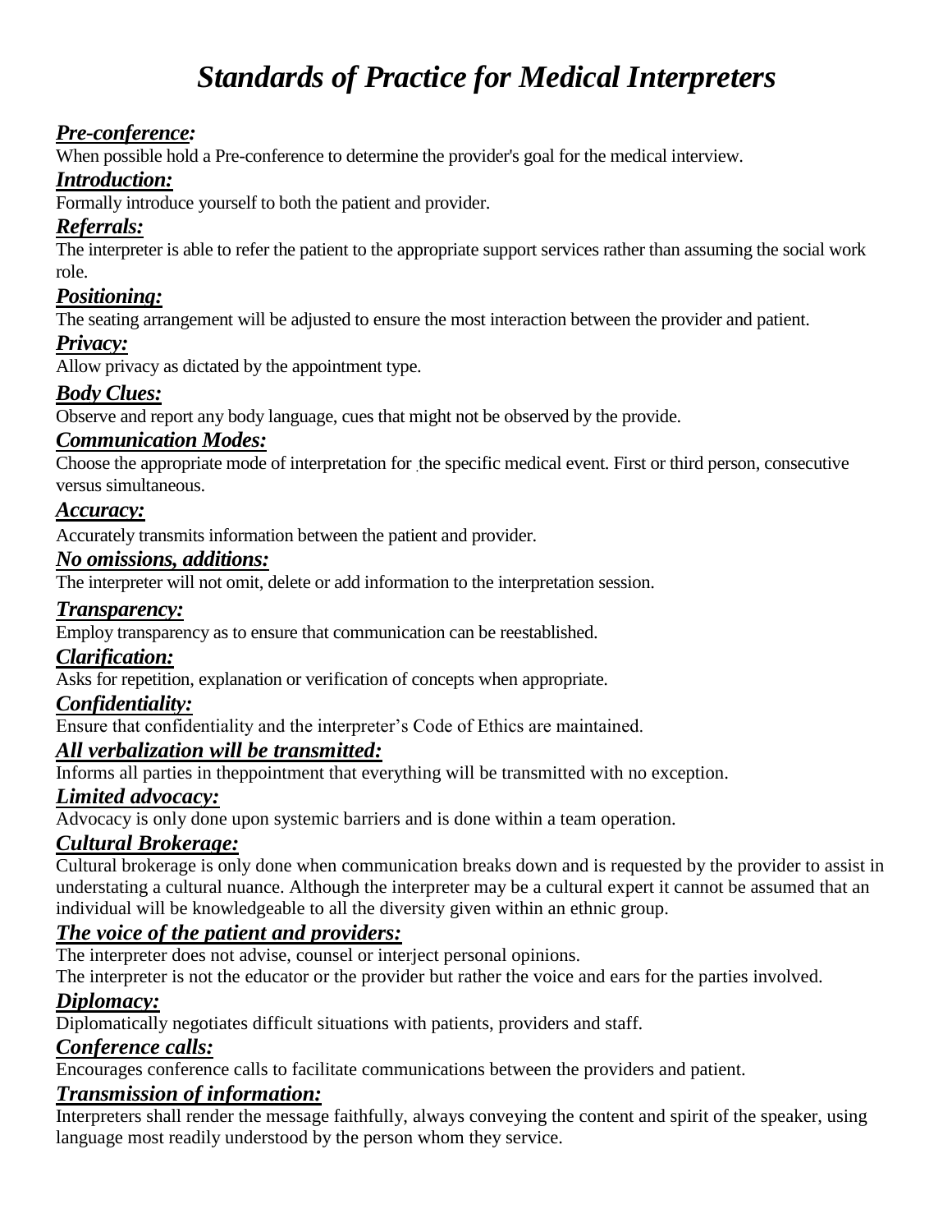# *Standards of Practice for Medical Interpreters*

***Pre-conference:***

When possible hold a Pre-conference to determine the provider's goal for the medical interview.

***Introduction:***

Formally introduce yourself to both the patient and provider.

***Referrals:***

The interpreter is able to refer the patient to the appropriate support services rather than assuming the social work role.

***Positioning:***

The seating arrangement will be adjusted to ensure the most interaction between the provider and patient.

***Privacy:***

Allow privacy as dictated by the appointment type.

***Body Clues:***

Observe and report any body language, cues that might not be observed by the provide.

***Communication Modes:***

Choose the appropriate mode of interpretation for the specific medical event. First or third person, consecutive versus simultaneous.

***Accuracy:***

Accurately transmits information between the patient and provider.

***No omissions, additions:***

The interpreter will not omit, delete or add information to the interpretation session.

***Transparency:***

Employ transparency as to ensure that communication can be reestablished.

***Clarification:***

Asks for repetition, explanation or verification of concepts when appropriate.

***Confidentiality:***

Ensure that confidentiality and the interpreter's Code of Ethics are maintained.

***All verbalization will be transmitted:***

Informs all parties in theppointment that everything will be transmitted with no exception.

***Limited advocacy:***

Advocacy is only done upon systemic barriers and is done within a team operation.

***Cultural Brokerage:***

Cultural brokerage is only done when communication breaks down and is requested by the provider to assist in understating a cultural nuance. Although the interpreter may be a cultural expert it cannot be assumed that an individual will be knowledgeable to all the diversity given within an ethnic group.

***The voice of the patient and providers:***

The interpreter does not advise, counsel or interject personal opinions.

The interpreter is not the educator or the provider but rather the voice and ears for the parties involved.

***Diplomacy:***

Diplomatically negotiates difficult situations with patients, providers and staff.

***Conference calls:***

Encourages conference calls to facilitate communications between the providers and patient.

***Transmission of information:***

Interpreters shall render the message faithfully, always conveying the content and spirit of the speaker, using language most readily understood by the person whom they service.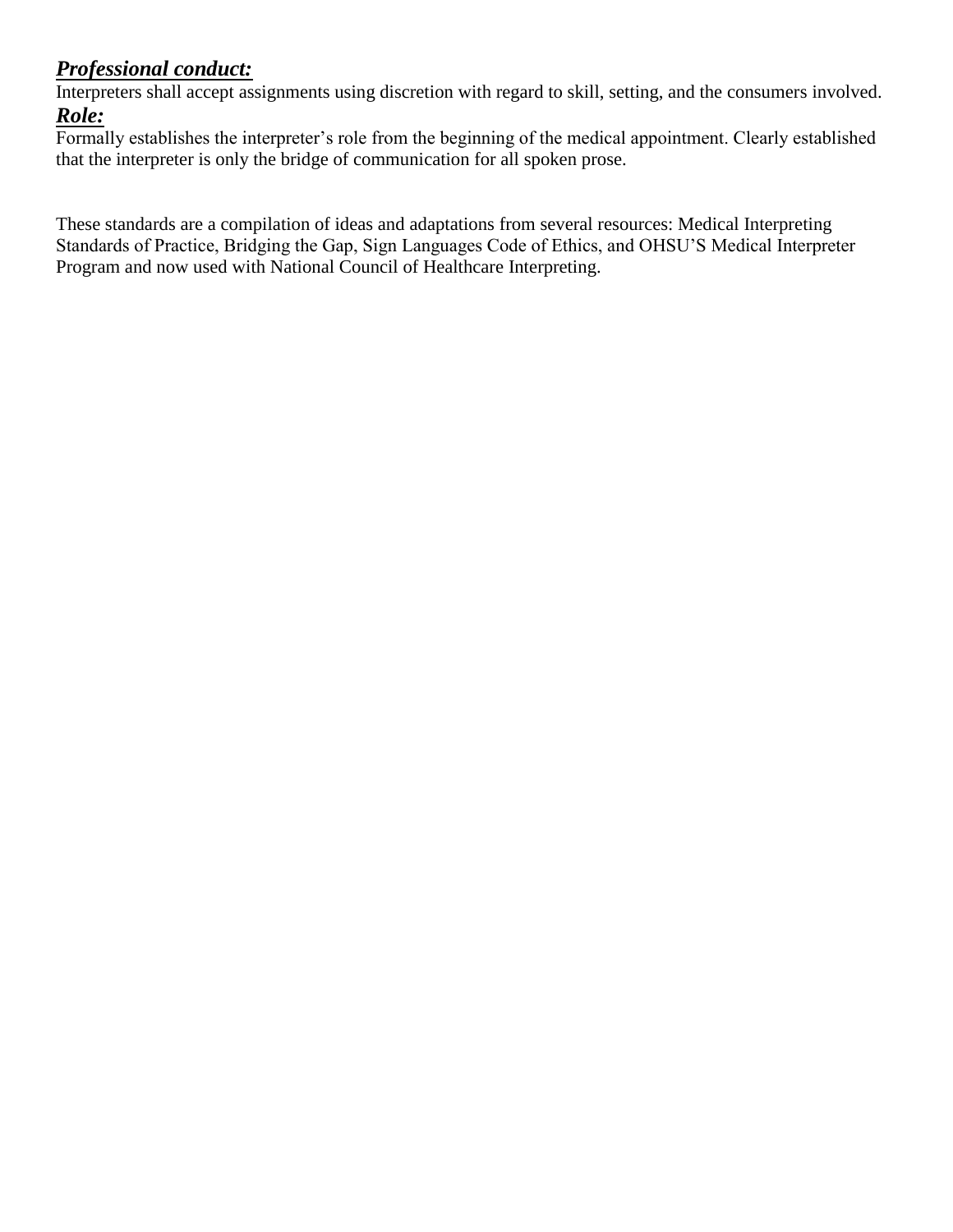***Professional conduct:***

Interpreters shall accept assignments using discretion with regard to skill, setting, and the consumers involved.

***Role:***

Formally establishes the interpreter's role from the beginning of the medical appointment. Clearly established that the interpreter is only the bridge of communication for all spoken prose.

These standards are a compilation of ideas and adaptations from several resources: Medical Interpreting Standards of Practice, Bridging the Gap, Sign Languages Code of Ethics, and OHSU'S Medical Interpreter Program and now used with National Council of Healthcare Interpreting.